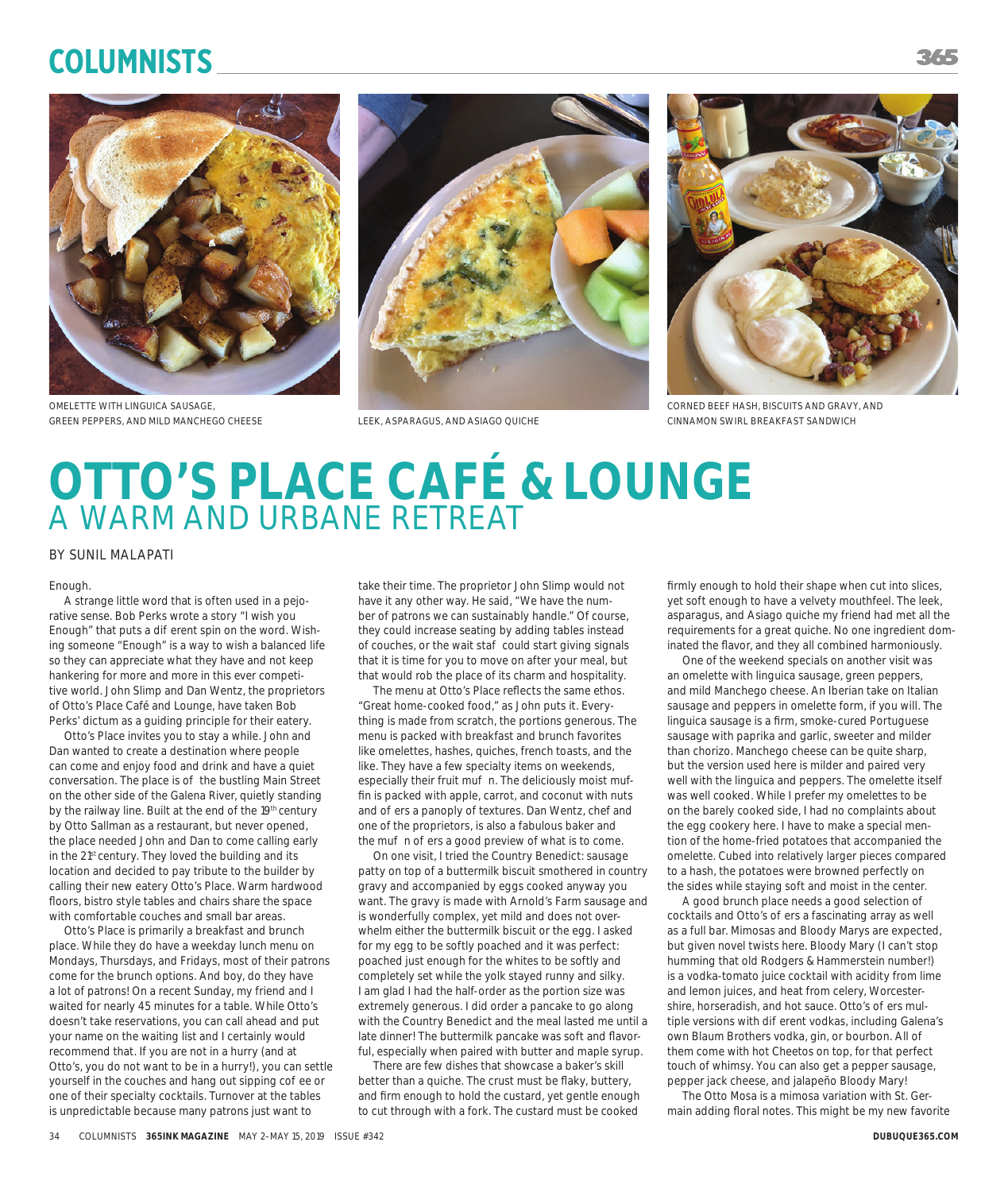OMELETTE WITH LINGUICA SAUSAGE, GREEN PEPPERS, AND MILD MANCHEGO CHEESE

LEEK, ASPARAGUS, AND ASIAGO QUICHE

CORNED BEEF HASH, BISCUITS AND GRAVY, AND CINNAMON SWIRL BREAKFAST SANDWICH

# OTTO'S PLACE CAFÉ & LOUNGE

## A WARM AND URBANE RETREAT

BY SUNIL MALAPATI

Enough.

A strange little word that is often used in a pejorative sense. Bob Perks wrote a story "I wish you Enough" that puts a different spin on the word. Wishing someone "Enough" is a way to wish a balanced life so they can appreciate what they have and not keep hankering for more and more in this ever competitive world. John Slimp and Dan Wentz, the proprietors of Otto's Place Café and Lounge, have taken Bob Perks' dictum as a guiding principle for their eatery.

Otto's Place invites you to stay a while. John and Dan wanted to create a destination where people can come and enjoy food and drink and have a quiet conversation. The place is off the bustling Main Street on the other side of the Galena River, quietly standing by the railway line. Built at the end of the 19th century by Otto Sallman as a restaurant, but never opened, the place needed John and Dan to come calling early in the 21st century. They loved the building and its location and decided to pay tribute to the builder by calling their new eatery Otto's Place. Warm hardwood floors, bistro style tables and chairs share the space with comfortable couches and small bar areas.

Otto's Place is primarily a breakfast and brunch place. While they do have a weekday lunch menu on Mondays, Thursdays, and Fridays, most of their patrons come for the brunch options. And boy, do they have a lot of patrons! On a recent Sunday, my friend and I waited for nearly 45 minutes for a table. While Otto's doesn't take reservations, you can call ahead and put your name on the waiting list and I certainly would recommend that. If you are not in a hurry (and at Otto's, you do not want to be in a hurry!), you can settle yourself in the couches and hang out sipping coffee or one of their specialty cocktails. Turnover at the tables is unpredictable because many patrons just want to take their time. The proprietor John Slimp would not have it any other way. He said, "We have the number of patrons we can sustainably handle." Of course, they could increase seating by adding tables instead of couches, or the wait staff could start giving signals that it is time for you to move on after your meal, but that would rob the place of its charm and hospitality.

The menu at Otto's Place reflects the same ethos. "Great home-cooked food," as John puts it. Everything is made from scratch, the portions generous. The menu is packed with breakfast and brunch favorites like omelettes, hashes, quiches, french toasts, and the like. They have a few specialty items on weekends, especially their fruit muffin. The deliciously moist muffin is packed with apple, carrot, and coconut with nuts and offers a panoply of textures. Dan Wentz, chef and one of the proprietors, is also a fabulous baker and the muffin offers a good preview of what is to come.

On one visit, I tried the Country Benedict: sausage patty on top of a buttermilk biscuit smothered in country gravy and accompanied by eggs cooked anyway you want. The gravy is made with Arnold's Farm sausage and is wonderfully complex, yet mild and does not overwhelm either the buttermilk biscuit or the egg. I asked for my egg to be softly poached and it was perfect: poached just enough for the whites to be softly and completely set while the yolk stayed runny and silky. I am glad I had the half-order as the portion size was extremely generous. I did order a pancake to go along with the Country Benedict and the meal lasted me until a late dinner! The buttermilk pancake was soft and flavorful, especially when paired with butter and maple syrup.

There are few dishes that showcase a baker's skill better than a quiche. The crust must be flaky, buttery, and firm enough to hold the custard, yet gentle enough to cut through with a fork. The custard must be cooked firmly enough to hold their shape when cut into slices, yet soft enough to have a velvety mouthfeel. The leek, asparagus, and Asiago quiche my friend had met all the requirements for a great quiche. No one ingredient dominated the flavor, and they all combined harmoniously.

One of the weekend specials on another visit was an omelette with linguica sausage, green peppers, and mild Manchego cheese. An Iberian take on Italian sausage and peppers in omelette form, if you will. The linguica sausage is a firm, smoke-cured Portuguese sausage with paprika and garlic, sweeter and milder than chorizo. Manchego cheese can be quite sharp, but the version used here is milder and paired very well with the linguica and peppers. The omelette itself was well cooked. While I prefer my omelettes to be on the barely cooked side, I had no complaints about the egg cookery here. I have to make a special mention of the home-fried potatoes that accompanied the omelette. Cubed into relatively larger pieces compared to a hash, the potatoes were browned perfectly on the sides while staying soft and moist in the center.

A good brunch place needs a good selection of cocktails and Otto's offers a fascinating array as well as a full bar. Mimosas and Bloody Marys are expected, but given novel twists here. Bloody Mary (I can't stop humming that old Rodgers & Hammerstein number!) is a vodka-tomato juice cocktail with acidity from lime and lemon juices, and heat from celery, Worcestershire, horseradish, and hot sauce. Otto's offers multiple versions with different vodkas, including Galena's own Blaum Brothers vodka, gin, or bourbon. All of them come with hot Cheetos on top, for that perfect touch of whimsy. You can also get a pepper sausage, pepper jack cheese, and jalapeño Bloody Mary!

The Otto Mosa is a mimosa variation with St. Germain adding floral notes. This might be my new favorite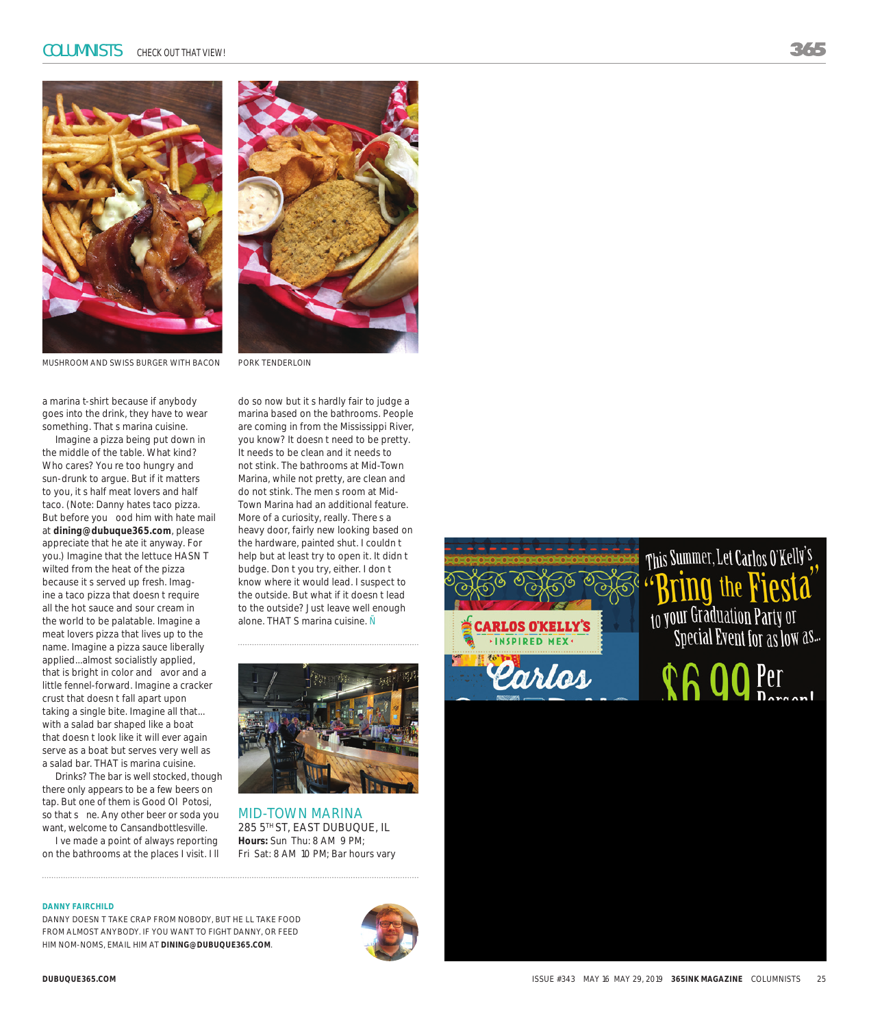MUSHROOM AND SWISS BURGER WITH BACON

PORK TENDERLOIN

a marina t-shirt because if anybody goes into the drink, they have to wear something. That s marina cuisine.

Imagine a pizza being put down in the middle of the table. What kind? Who cares? You re too hungry and sun-drunk to argue. But if it matters to you, it s half meat lovers and half taco. (Note: Danny hates taco pizza. But before you ood him with hate mail at **dining@dubuque365.com**, please appreciate that he ate it anyway. For you.) Imagine that the lettuce HASN T wilted from the heat of the pizza because it s served up fresh. Imagine a taco pizza that doesn t require all the hot sauce and sour cream in the world to be palatable. Imagine a meat lovers pizza that lives up to the name. Imagine a pizza sauce liberally applied...almost socialistly applied, that is bright in color and avor and a little fennel-forward. Imagine a cracker crust that doesn t fall apart upon taking a single bite. Imagine all that... with a salad bar shaped like a boat that doesn t look like it will ever again serve as a boat but serves very well as a salad bar. THAT is marina cuisine.

Drinks? The bar is well stocked, though there only appears to be a few beers on tap. But one of them is Good Ol Potosi, so that s ne. Any other beer or soda you want, welcome to Cansandbottlesville.

I ve made a point of always reporting on the bathrooms at the places I visit. I ll do so now but it s hardly fair to judge a marina based on the bathrooms. People are coming in from the Mississippi River, you know? It doesn t need to be pretty. It needs to be clean and it needs to not stink. The bathrooms at Mid-Town Marina, while not pretty, are clean and do not stink. The men s room at Mid-Town Marina had an additional feature. More of a curiosity, really. There s a heavy door, fairly new looking based on the hardware, painted shut. I couldn t help but at least try to open it. It didn t budge. Don t you try, either. I don t know where it would lead. I suspect to the outside. But what if it doesn t lead to the outside? Just leave well enough alone. THAT S marina cuisine.

## MID-TOWN MARINA

285 5TH ST, EAST DUBUQUE, IL

**Hours:** Sun Thu: 8 AM 9 PM; Fri Sat: 8 AM 10 PM; Bar hours vary

**DANNY FAIRCHILD**

DANNY DOESN T TAKE CRAP FROM NOBODY, BUT HE LL TAKE FOOD FROM ALMOST ANYBODY. IF YOU WANT TO FIGHT DANNY, OR FEED HIM NOM-NOMS, EMAIL HIM AT **DINING@DUBUQUE365.COM**.